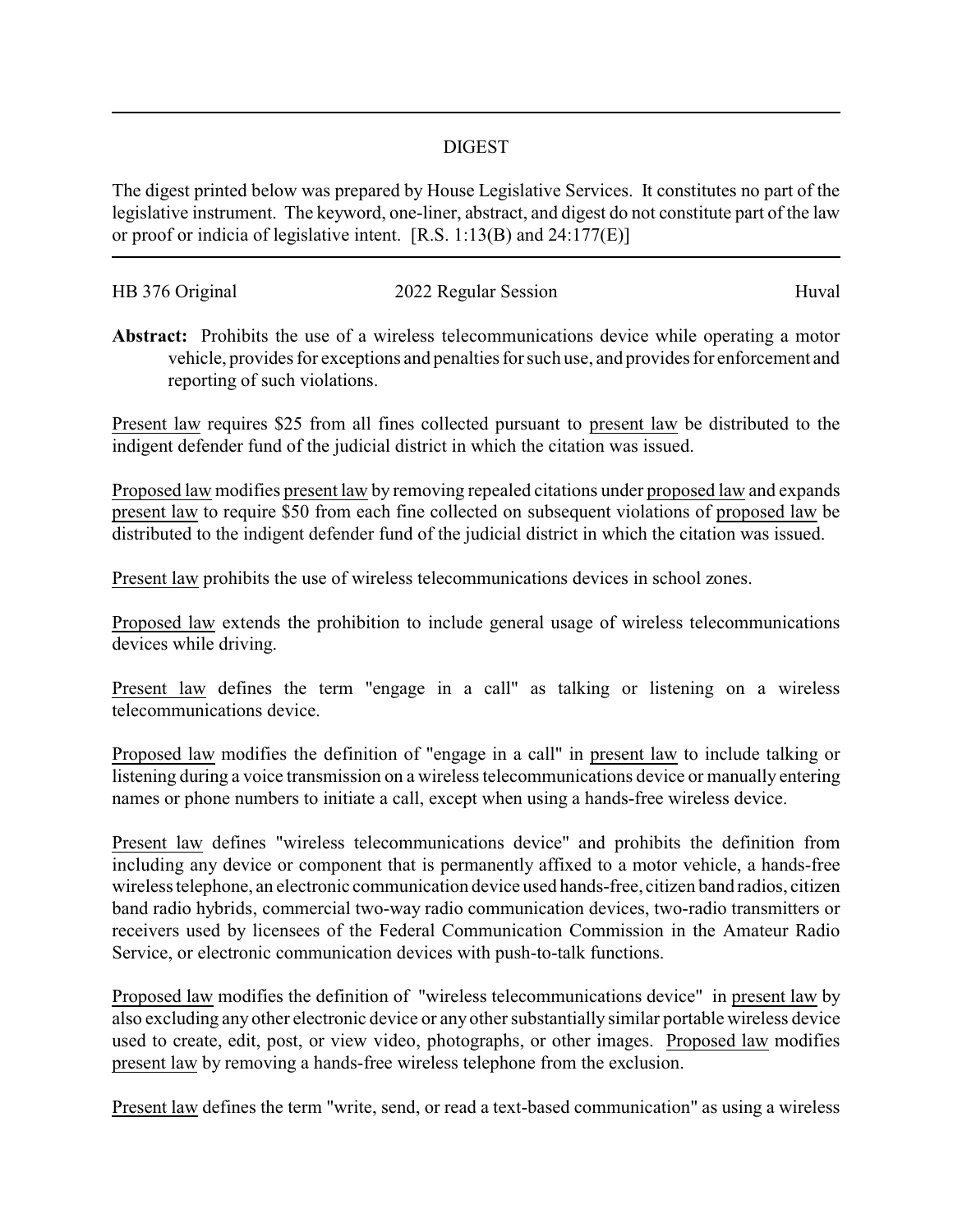## DIGEST

The digest printed below was prepared by House Legislative Services. It constitutes no part of the legislative instrument. The keyword, one-liner, abstract, and digest do not constitute part of the law or proof or indicia of legislative intent. [R.S. 1:13(B) and 24:177(E)]

HB 376 Original | 2022 Regular Session | Huval

**Abstract:** Prohibits the use of a wireless telecommunications device while operating a motor vehicle, provides for exceptions and penalties for such use, and provides for enforcement and reporting of such violations.

Present law requires $25 from all fines collected pursuant to present law be distributed to the indigent defender fund of the judicial district in which the citation was issued.

Proposed law modifies present law by removing repealed citations under proposed law and expands present law to require $50 from each fine collected on subsequent violations of proposed law be distributed to the indigent defender fund of the judicial district in which the citation was issued.

Present law prohibits the use of wireless telecommunications devices in school zones.

Proposed law extends the prohibition to include general usage of wireless telecommunications devices while driving.

Present law defines the term "engage in a call" as talking or listening on a wireless telecommunications device.

Proposed law modifies the definition of "engage in a call" in present law to include talking or listening during a voice transmission on a wireless telecommunications device or manually entering names or phone numbers to initiate a call, except when using a hands-free wireless device.

Present law defines "wireless telecommunications device" and prohibits the definition from including any device or component that is permanently affixed to a motor vehicle, a hands-free wireless telephone, an electronic communication device used hands-free, citizen band radios, citizen band radio hybrids, commercial two-way radio communication devices, two-radio transmitters or receivers used by licensees of the Federal Communication Commission in the Amateur Radio Service, or electronic communication devices with push-to-talk functions.

Proposed law modifies the definition of "wireless telecommunications device" in present law by also excluding any other electronic device or any other substantially similar portable wireless device used to create, edit, post, or view video, photographs, or other images. Proposed law modifies present law by removing a hands-free wireless telephone from the exclusion.

Present law defines the term "write, send, or read a text-based communication" as using a wireless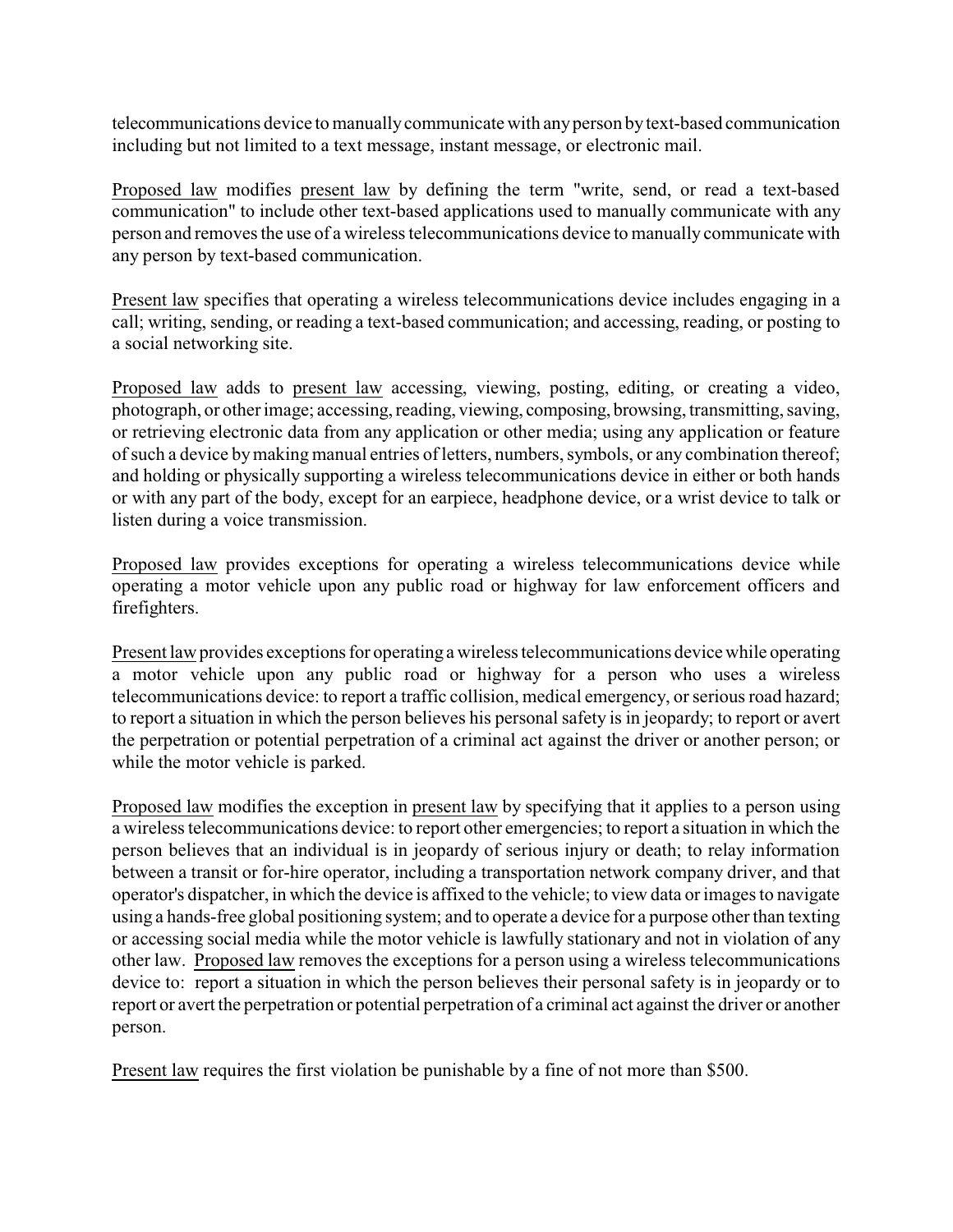telecommunications device to manually communicate with any person by text-based communication including but not limited to a text message, instant message, or electronic mail.

Proposed law modifies present law by defining the term "write, send, or read a text-based communication" to include other text-based applications used to manually communicate with any person and removes the use of a wireless telecommunications device to manually communicate with any person by text-based communication.

Present law specifies that operating a wireless telecommunications device includes engaging in a call; writing, sending, or reading a text-based communication; and accessing, reading, or posting to a social networking site.

Proposed law adds to present law accessing, viewing, posting, editing, or creating a video, photograph, or other image; accessing, reading, viewing, composing, browsing, transmitting, saving, or retrieving electronic data from any application or other media; using any application or feature of such a device by making manual entries of letters, numbers, symbols, or any combination thereof; and holding or physically supporting a wireless telecommunications device in either or both hands or with any part of the body, except for an earpiece, headphone device, or a wrist device to talk or listen during a voice transmission.

Proposed law provides exceptions for operating a wireless telecommunications device while operating a motor vehicle upon any public road or highway for law enforcement officers and firefighters.

Present law provides exceptions for operating a wireless telecommunications device while operating a motor vehicle upon any public road or highway for a person who uses a wireless telecommunications device: to report a traffic collision, medical emergency, or serious road hazard; to report a situation in which the person believes his personal safety is in jeopardy; to report or avert the perpetration or potential perpetration of a criminal act against the driver or another person; or while the motor vehicle is parked.

Proposed law modifies the exception in present law by specifying that it applies to a person using a wireless telecommunications device: to report other emergencies; to report a situation in which the person believes that an individual is in jeopardy of serious injury or death; to relay information between a transit or for-hire operator, including a transportation network company driver, and that operator's dispatcher, in which the device is affixed to the vehicle; to view data or images to navigate using a hands-free global positioning system; and to operate a device for a purpose other than texting or accessing social media while the motor vehicle is lawfully stationary and not in violation of any other law. Proposed law removes the exceptions for a person using a wireless telecommunications device to: report a situation in which the person believes their personal safety is in jeopardy or to report or avert the perpetration or potential perpetration of a criminal act against the driver or another person.

Present law requires the first violation be punishable by a fine of not more than $500.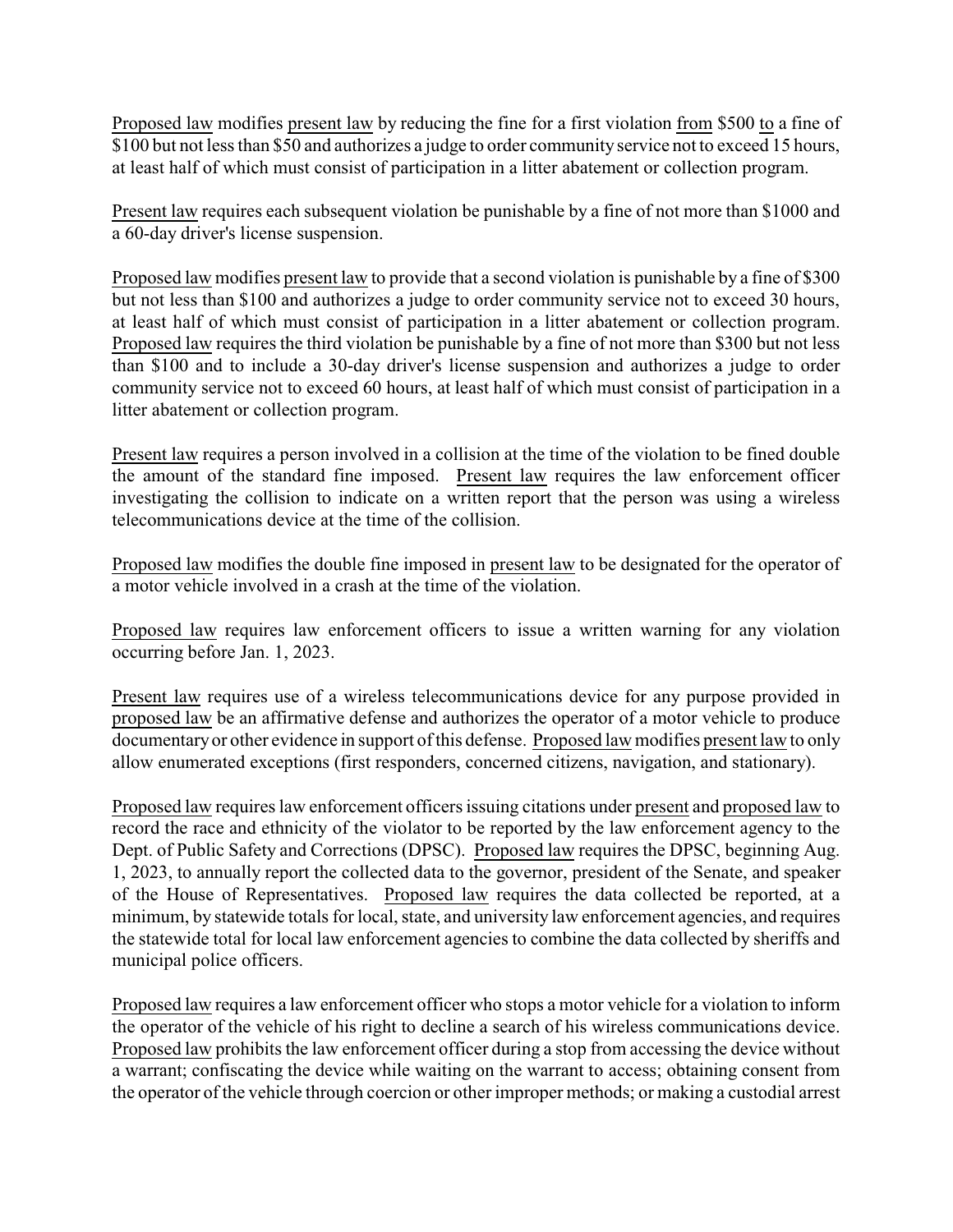Proposed law modifies present law by reducing the fine for a first violation from $500 to a fine of $100 but not less than $50 and authorizes a judge to order community service not to exceed 15 hours, at least half of which must consist of participation in a litter abatement or collection program.

Present law requires each subsequent violation be punishable by a fine of not more than $1000 and a 60-day driver's license suspension.

Proposed law modifies present law to provide that a second violation is punishable by a fine of $300 but not less than $100 and authorizes a judge to order community service not to exceed 30 hours, at least half of which must consist of participation in a litter abatement or collection program. Proposed law requires the third violation be punishable by a fine of not more than $300 but not less than $100 and to include a 30-day driver's license suspension and authorizes a judge to order community service not to exceed 60 hours, at least half of which must consist of participation in a litter abatement or collection program.

Present law requires a person involved in a collision at the time of the violation to be fined double the amount of the standard fine imposed. Present law requires the law enforcement officer investigating the collision to indicate on a written report that the person was using a wireless telecommunications device at the time of the collision.

Proposed law modifies the double fine imposed in present law to be designated for the operator of a motor vehicle involved in a crash at the time of the violation.

Proposed law requires law enforcement officers to issue a written warning for any violation occurring before Jan. 1, 2023.

Present law requires use of a wireless telecommunications device for any purpose provided in proposed law be an affirmative defense and authorizes the operator of a motor vehicle to produce documentary or other evidence in support of this defense. Proposed law modifies present law to only allow enumerated exceptions (first responders, concerned citizens, navigation, and stationary).

Proposed law requires law enforcement officers issuing citations under present and proposed law to record the race and ethnicity of the violator to be reported by the law enforcement agency to the Dept. of Public Safety and Corrections (DPSC). Proposed law requires the DPSC, beginning Aug. 1, 2023, to annually report the collected data to the governor, president of the Senate, and speaker of the House of Representatives. Proposed law requires the data collected be reported, at a minimum, by statewide totals for local, state, and university law enforcement agencies, and requires the statewide total for local law enforcement agencies to combine the data collected by sheriffs and municipal police officers.

Proposed law requires a law enforcement officer who stops a motor vehicle for a violation to inform the operator of the vehicle of his right to decline a search of his wireless communications device. Proposed law prohibits the law enforcement officer during a stop from accessing the device without a warrant; confiscating the device while waiting on the warrant to access; obtaining consent from the operator of the vehicle through coercion or other improper methods; or making a custodial arrest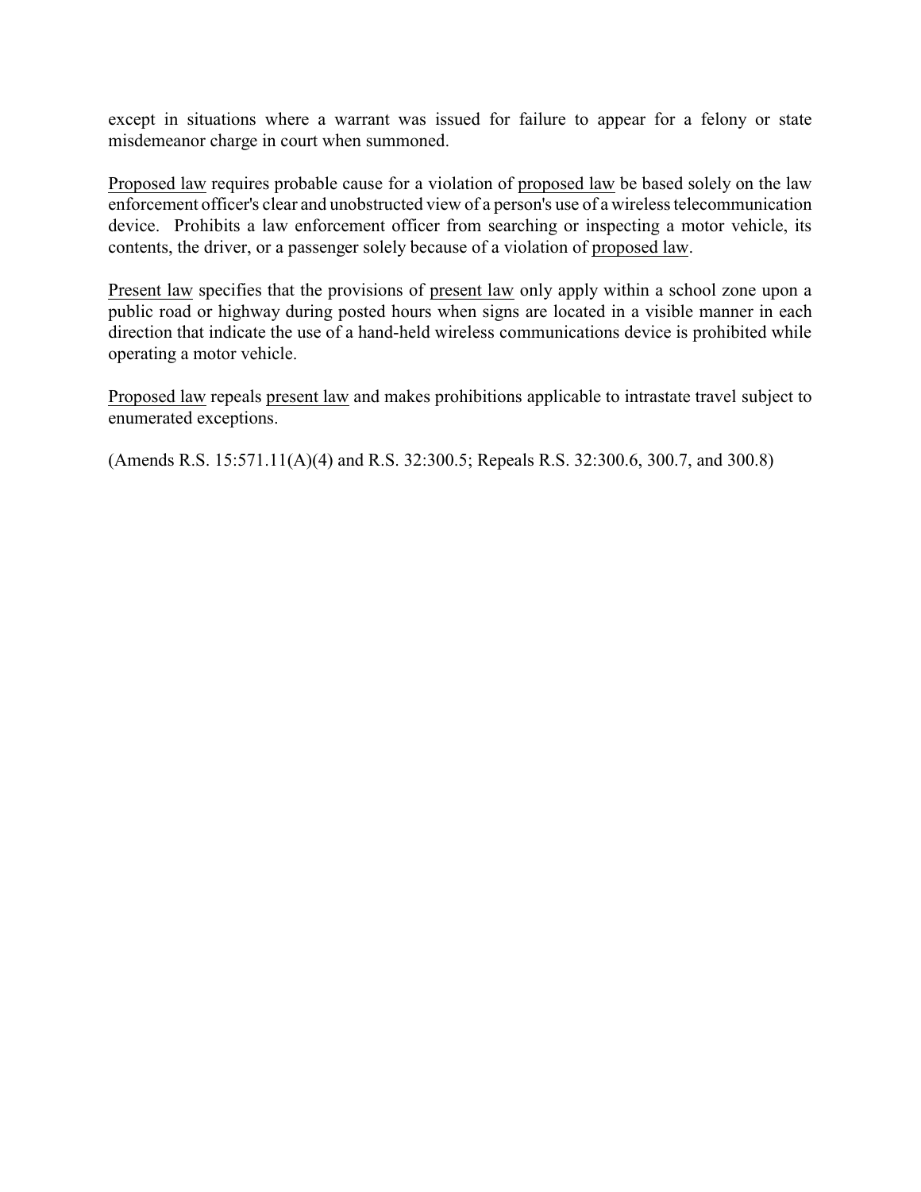except in situations where a warrant was issued for failure to appear for a felony or state misdemeanor charge in court when summoned.

Proposed law requires probable cause for a violation of proposed law be based solely on the law enforcement officer's clear and unobstructed view of a person's use of a wireless telecommunication device. Prohibits a law enforcement officer from searching or inspecting a motor vehicle, its contents, the driver, or a passenger solely because of a violation of proposed law.

Present law specifies that the provisions of present law only apply within a school zone upon a public road or highway during posted hours when signs are located in a visible manner in each direction that indicate the use of a hand-held wireless communications device is prohibited while operating a motor vehicle.

Proposed law repeals present law and makes prohibitions applicable to intrastate travel subject to enumerated exceptions.

(Amends R.S. 15:571.11(A)(4) and R.S. 32:300.5; Repeals R.S. 32:300.6, 300.7, and 300.8)